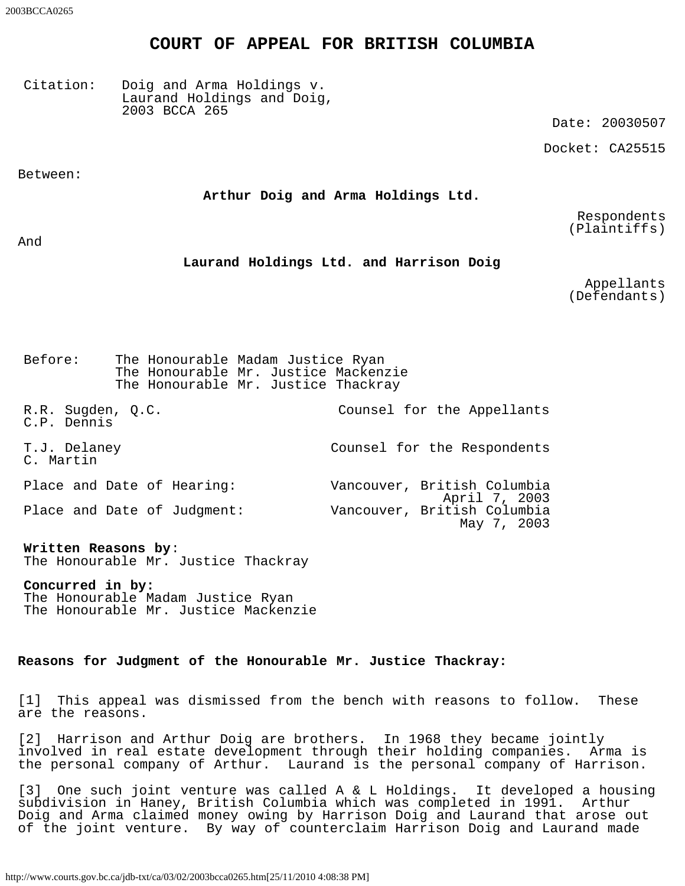# COURT OF APPEAL FOR BRITISH COLUMBIA

Citation: Doig and Arma Holdings v. Laurand Holdings and Doig, 2003 BCCA 265

Date: 20030507

Docket: CA25515

Between:

**Arthur Doig and Arma Holdings Ltd.**

Respondents (Plaintiffs)

And

**Laurand Holdings Ltd. and Harrison Doig**

Appellants (Defendants)

Before: The Honourable Madam Justice Ryan
The Honourable Mr. Justice Mackenzie
The Honourable Mr. Justice Thackray

| | |
|---|---|
| R.R. Sugden, Q.C.<br>C.P. Dennis | Counsel for the Appellants |
| T.J. Delaney<br>C. Martin | Counsel for the Respondents |
| Place and Date of Hearing: | Vancouver, British Columbia<br>April 7, 2003 |
| Place and Date of Judgment: | Vancouver, British Columbia<br>May 7, 2003 |

**Written Reasons by**:
The Honourable Mr. Justice Thackray

**Concurred in by:**
The Honourable Madam Justice Ryan
The Honourable Mr. Justice Mackenzie

**Reasons for Judgment of the Honourable Mr. Justice Thackray:**

[1] This appeal was dismissed from the bench with reasons to follow. These are the reasons.

[2] Harrison and Arthur Doig are brothers. In 1968 they became jointly involved in real estate development through their holding companies. Arma is the personal company of Arthur. Laurand is the personal company of Harrison.

[3] One such joint venture was called A & L Holdings. It developed a housing subdivision in Haney, British Columbia which was completed in 1991. Arthur Doig and Arma claimed money owing by Harrison Doig and Laurand that arose out of the joint venture. By way of counterclaim Harrison Doig and Laurand made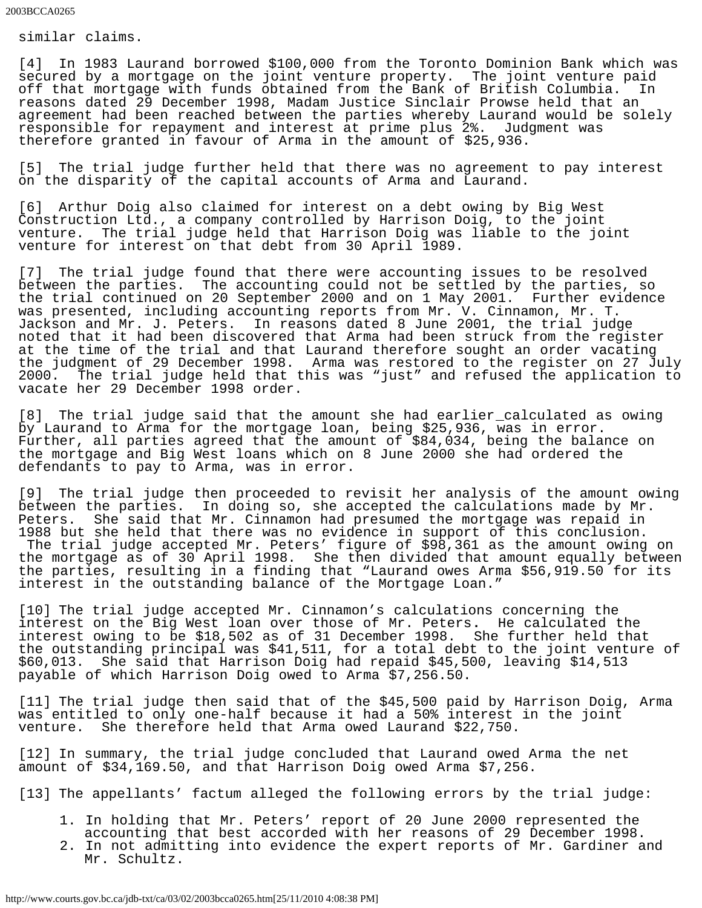similar claims.

[4] In 1983 Laurand borrowed $100,000 from the Toronto Dominion Bank which was secured by a mortgage on the joint venture property. The joint venture paid off that mortgage with funds obtained from the Bank of British Columbia. In reasons dated 29 December 1998, Madam Justice Sinclair Prowse held that an agreement had been reached between the parties whereby Laurand would be solely responsible for repayment and interest at prime plus 2%. Judgment was therefore granted in favour of Arma in the amount of $25,936.

[5] The trial judge further held that there was no agreement to pay interest on the disparity of the capital accounts of Arma and Laurand.

[6] Arthur Doig also claimed for interest on a debt owing by Big West Construction Ltd., a company controlled by Harrison Doig, to the joint venture. The trial judge held that Harrison Doig was liable to the joint venture for interest on that debt from 30 April 1989.

[7] The trial judge found that there were accounting issues to be resolved between the parties. The accounting could not be settled by the parties, so the trial continued on 20 September 2000 and on 1 May 2001. Further evidence was presented, including accounting reports from Mr. V. Cinnamon, Mr. T. Jackson and Mr. J. Peters. In reasons dated 8 June 2001, the trial judge noted that it had been discovered that Arma had been struck from the register at the time of the trial and that Laurand therefore sought an order vacating the judgment of 29 December 1998. Arma was restored to the register on 27 July 2000. The trial judge held that this was "just" and refused the application to vacate her 29 December 1998 order.

[8] The trial judge said that the amount she had earlier calculated as owing by Laurand to Arma for the mortgage loan, being $25,936, was in error. Further, all parties agreed that the amount of $84,034, being the balance on the mortgage and Big West loans which on 8 June 2000 she had ordered the defendants to pay to Arma, was in error.

[9] The trial judge then proceeded to revisit her analysis of the amount owing between the parties. In doing so, she accepted the calculations made by Mr. Peters. She said that Mr. Cinnamon had presumed the mortgage was repaid in 1988 but she held that there was no evidence in support of this conclusion. The trial judge accepted Mr. Peters' figure of $98,361 as the amount owing on the mortgage as of 30 April 1998. She then divided that amount equally between the parties, resulting in a finding that "Laurand owes Arma $56,919.50 for its interest in the outstanding balance of the Mortgage Loan."

[10] The trial judge accepted Mr. Cinnamon's calculations concerning the interest on the Big West loan over those of Mr. Peters. He calculated the interest owing to be $18,502 as of 31 December 1998. She further held that the outstanding principal was $41,511, for a total debt to the joint venture of $60,013. She said that Harrison Doig had repaid $45,500, leaving $14,513 payable of which Harrison Doig owed to Arma $7,256.50.

[11] The trial judge then said that of the $45,500 paid by Harrison Doig, Arma was entitled to only one-half because it had a 50% interest in the joint venture. She therefore held that Arma owed Laurand $22,750.

[12] In summary, the trial judge concluded that Laurand owed Arma the net amount of $34,169.50, and that Harrison Doig owed Arma $7,256.

[13] The appellants' factum alleged the following errors by the trial judge:

1. In holding that Mr. Peters' report of 20 June 2000 represented the accounting that best accorded with her reasons of 29 December 1998.
2. In not admitting into evidence the expert reports of Mr. Gardiner and Mr. Schultz.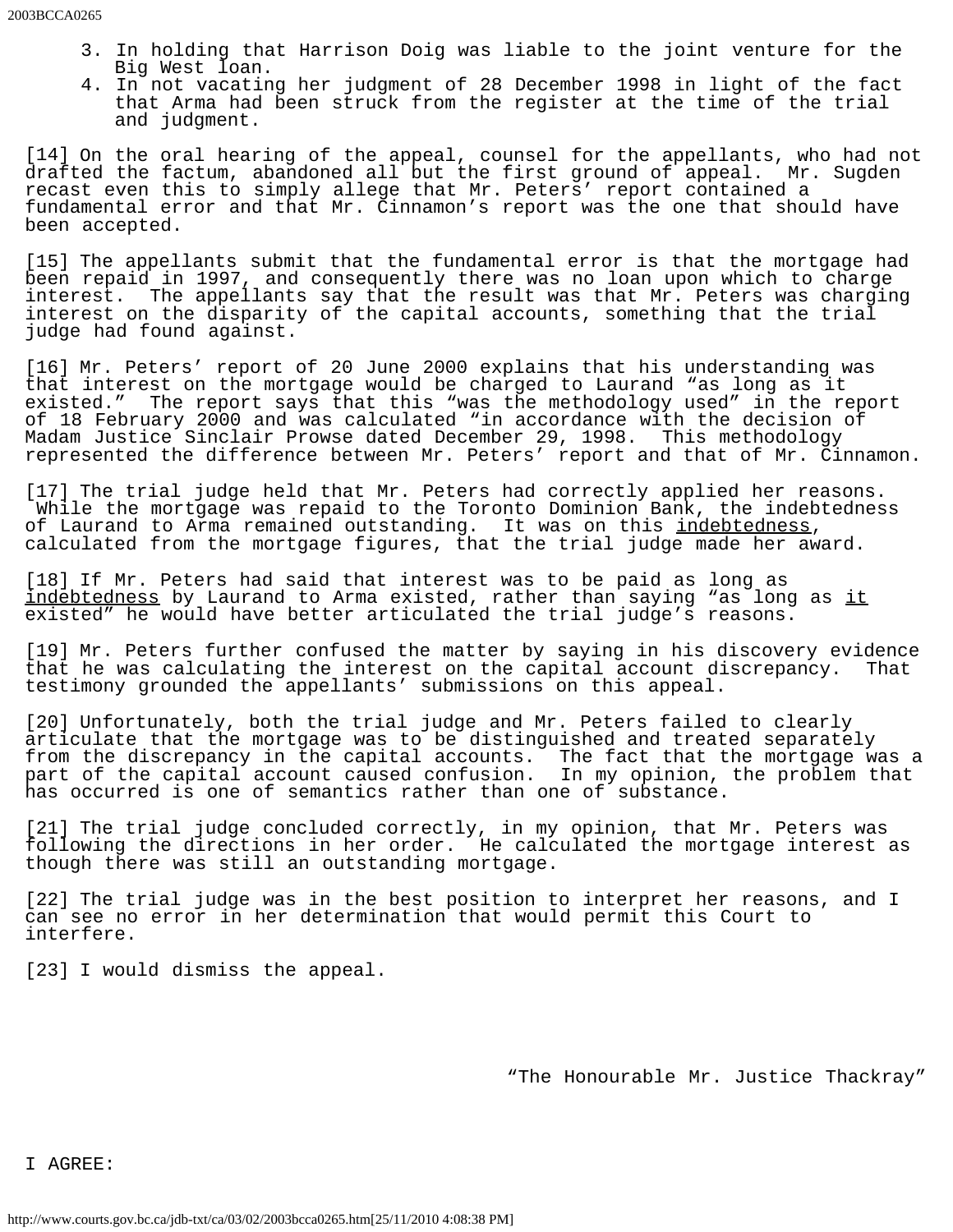3. In holding that Harrison Doig was liable to the joint venture for the Big West loan.
4. In not vacating her judgment of 28 December 1998 in light of the fact that Arma had been struck from the register at the time of the trial and judgment.

[14] On the oral hearing of the appeal, counsel for the appellants, who had not drafted the factum, abandoned all but the first ground of appeal. Mr. Sugden recast even this to simply allege that Mr. Peters' report contained a fundamental error and that Mr. Cinnamon's report was the one that should have been accepted.

[15] The appellants submit that the fundamental error is that the mortgage had been repaid in 1997, and consequently there was no loan upon which to charge interest. The appellants say that the result was that Mr. Peters was charging interest on the disparity of the capital accounts, something that the trial judge had found against.

[16] Mr. Peters' report of 20 June 2000 explains that his understanding was that interest on the mortgage would be charged to Laurand "as long as it existed." The report says that this "was the methodology used" in the report of 18 February 2000 and was calculated "in accordance with the decision of Madam Justice Sinclair Prowse dated December 29, 1998. This methodology represented the difference between Mr. Peters' report and that of Mr. Cinnamon.

[17] The trial judge held that Mr. Peters had correctly applied her reasons. While the mortgage was repaid to the Toronto Dominion Bank, the indebtedness of Laurand to Arma remained outstanding. It was on this <u>indebtedness</u>, calculated from the mortgage figures, that the trial judge made her award.

[18] If Mr. Peters had said that interest was to be paid as long as <u>indebtedness</u> by Laurand to Arma existed, rather than saying "as long as <u>it</u> existed" he would have better articulated the trial judge's reasons.

[19] Mr. Peters further confused the matter by saying in his discovery evidence that he was calculating the interest on the capital account discrepancy. That testimony grounded the appellants' submissions on this appeal.

[20] Unfortunately, both the trial judge and Mr. Peters failed to clearly articulate that the mortgage was to be distinguished and treated separately from the discrepancy in the capital accounts. The fact that the mortgage was a part of the capital account caused confusion. In my opinion, the problem that has occurred is one of semantics rather than one of substance.

[21] The trial judge concluded correctly, in my opinion, that Mr. Peters was following the directions in her order. He calculated the mortgage interest as though there was still an outstanding mortgage.

[22] The trial judge was in the best position to interpret her reasons, and I can see no error in her determination that would permit this Court to interfere.

[23] I would dismiss the appeal.

"The Honourable Mr. Justice Thackray"

I AGREE: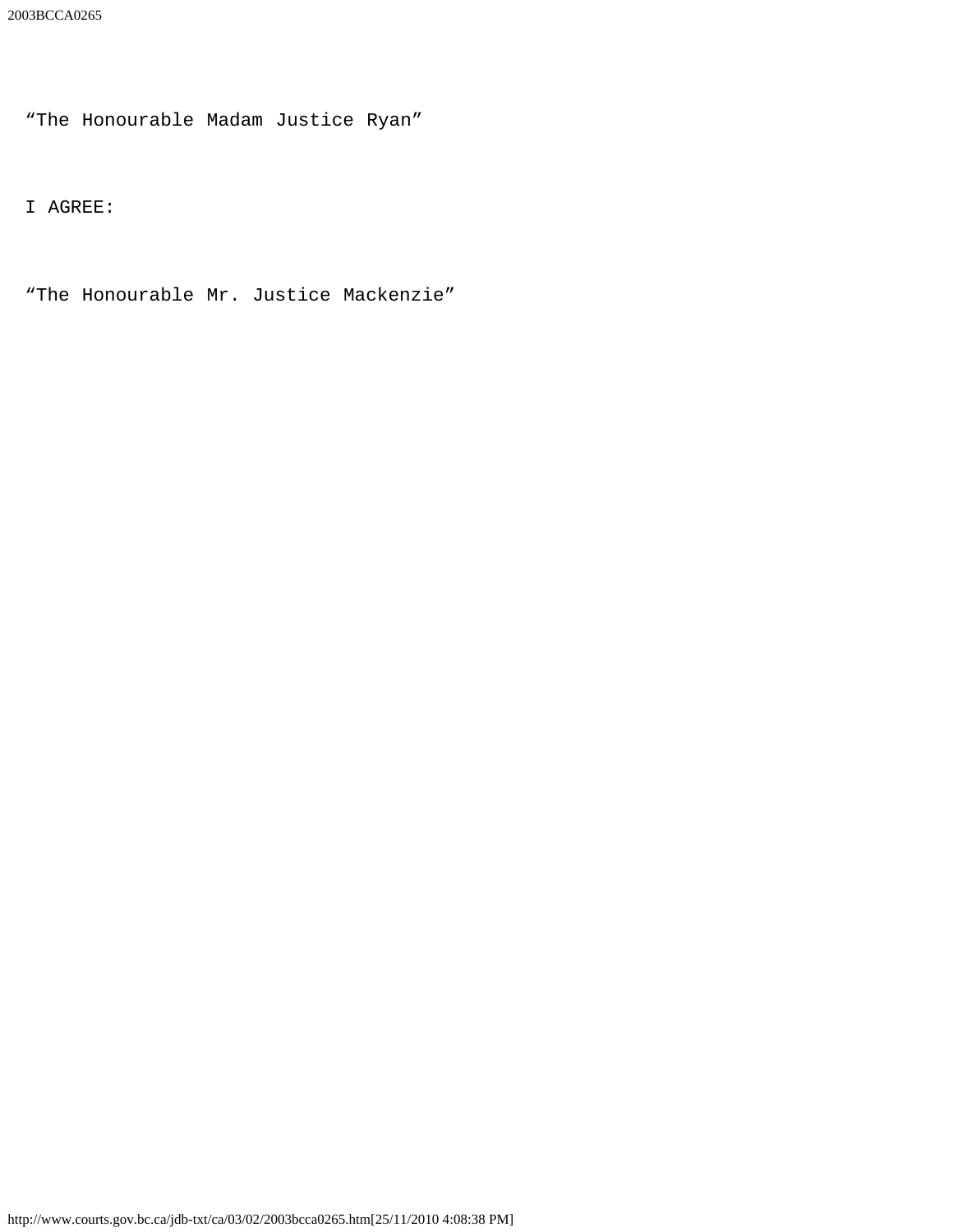“The Honourable Madam Justice Ryan”

I AGREE:

“The Honourable Mr. Justice Mackenzie”